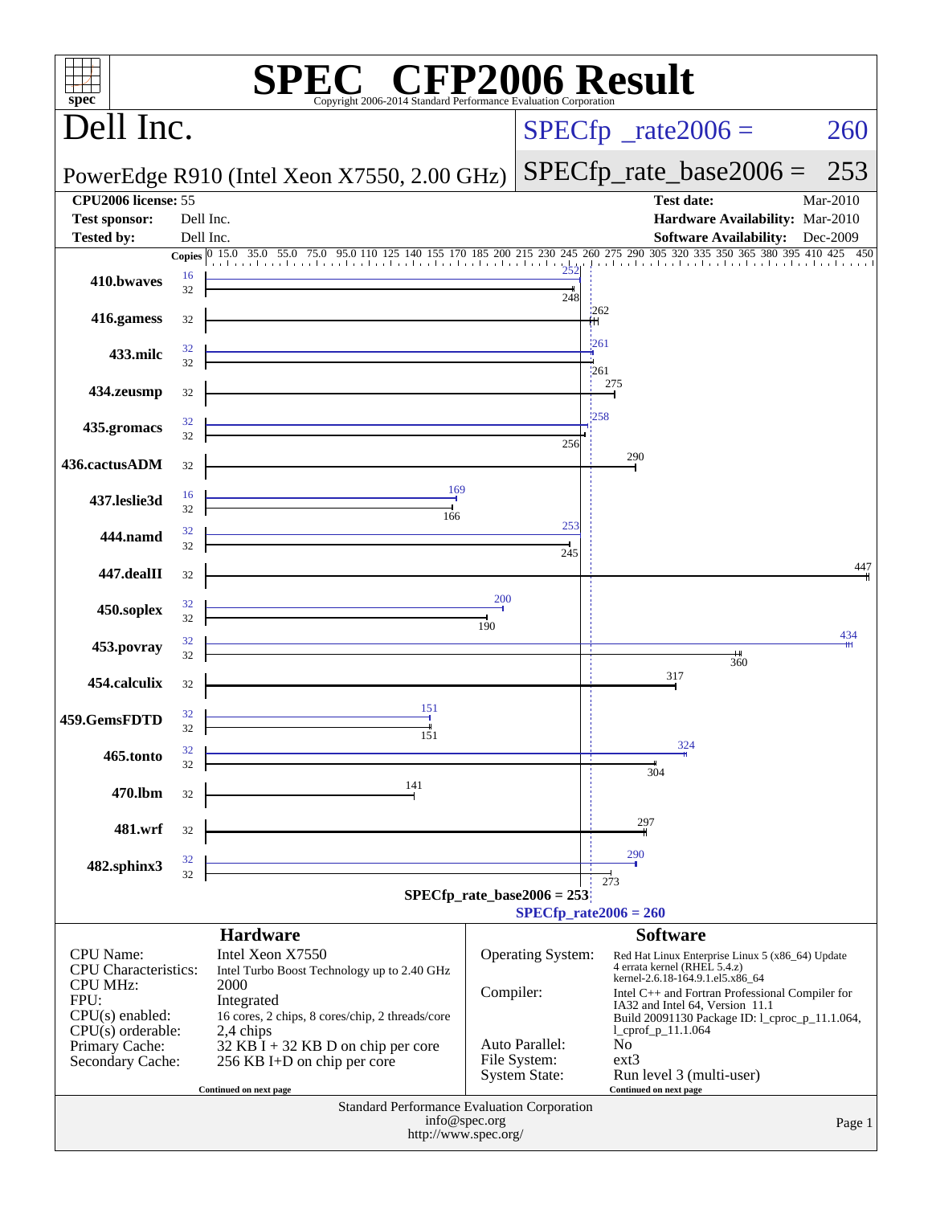# SPEC CFP2006 Result

Copyright 2006-2014 Standard Performance Evaluation Corporation

## Dell Inc.

PowerEdge R910 (Intel Xeon X7550, 2.00 GHz)

SPECfp_rate2006 = 260

SPECfp_rate_base2006 = 253

| | | | |
|---|---|---|---|
| **CPU2006 license:** | 55 | **Test date:** | Mar-2010 |
| **Test sponsor:** | Dell Inc. | **Hardware Availability:** | Mar-2010 |
| **Tested by:** | Dell Inc. | **Software Availability:** | Dec-2009 |

| Benchmark | Copies (peak) | Peak | Copies (base) | Base |
|---|---|---|---|---|
| 410.bwaves | 16 | 252 | 32 | 248 |
| 416.gamess | | | 32 | 262 |
| 433.milc | 32 | 261 | 32 | 261 |
| 434.zeusmp | | | 32 | 275 |
| 435.gromacs | 32 | 258 | 32 | 256 |
| 436.cactusADM | | | 32 | 290 |
| 437.leslie3d | 16 | 169 | 32 | 166 |
| 444.namd | 32 | 253 | 32 | 245 |
| 447.dealII | | | 32 | 447 |
| 450.soplex | 32 | 200 | 32 | 190 |
| 453.povray | 32 | 434 | 32 | 360 |
| 454.calculix | | | 32 | 317 |
| 459.GemsFDTD | 32 | 151 | 32 | 151 |
| 465.tonto | 32 | 324 | 32 | 304 |
| 470.lbm | | | 32 | 141 |
| 481.wrf | | | 32 | 297 |
| 482.sphinx3 | 32 | 290 | 32 | 273 |

SPECfp_rate_base2006 = 253

SPECfp_rate2006 = 260

## Hardware

| | |
|---|---|
| CPU Name: | Intel Xeon X7550 |
| CPU Characteristics: | Intel Turbo Boost Technology up to 2.40 GHz |
| CPU MHz: | 2000 |
| FPU: | Integrated |
| CPU(s) enabled: | 16 cores, 2 chips, 8 cores/chip, 2 threads/core |
| CPU(s) orderable: | 2,4 chips |
| Primary Cache: | 32 KB I + 32 KB D on chip per core |
| Secondary Cache: | 256 KB I+D on chip per core |

Continued on next page

## Software

| | |
|---|---|
| Operating System: | Red Hat Linux Enterprise Linux 5 (x86_64) Update 4 errata kernel (RHEL 5.4.z) kernel-2.6.18-164.9.1.el5.x86_64 |
| Compiler: | Intel C++ and Fortran Professional Compiler for IA32 and Intel 64, Version 11.1 Build 20091130 Package ID: l_cproc_p_11.1.064, l_cprof_p_11.1.064 |
| Auto Parallel: | No |
| File System: | ext3 |
| System State: | Run level 3 (multi-user) |

Continued on next page

Standard Performance Evaluation Corporation
info@spec.org
http://www.spec.org/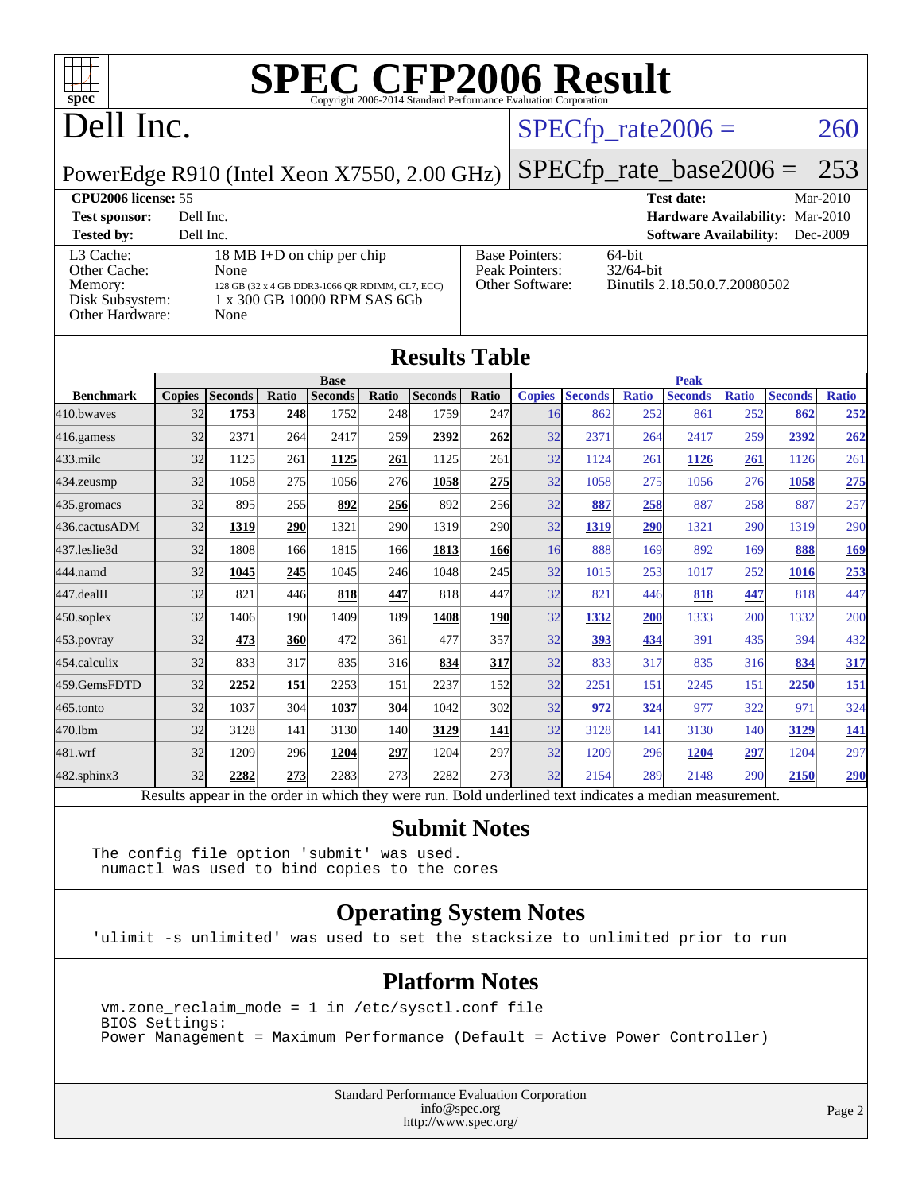# SPEC CFP2006 Result

Copyright 2006-2014 Standard Performance Evaluation Corporation

## Dell Inc.

PowerEdge R910 (Intel Xeon X7550, 2.00 GHz)

SPECfp_rate2006 = 260

SPECfp_rate_base2006 = 253

| | | | |
|---|---|---|---|
| **CPU2006 license:** 55 | | **Test date:** | Mar-2010 |
| **Test sponsor:** | Dell Inc. | **Hardware Availability:** | Mar-2010 |
| **Tested by:** | Dell Inc. | **Software Availability:** | Dec-2009 |

| | |
|---|---|
| L3 Cache: | 18 MB I+D on chip per chip |
| Other Cache: | None |
| Memory: | 128 GB (32 x 4 GB DDR3-1066 QR RDIMM, CL7, ECC) |
| Disk Subsystem: | 1 x 300 GB 10000 RPM SAS 6Gb |
| Other Hardware: | None |

| | |
|---|---|
| Base Pointers: | 64-bit |
| Peak Pointers: | 32/64-bit |
| Other Software: | Binutils 2.18.50.0.7.20080502 |

## Results Table

| | Base | | | | | | | Peak | | | | | | |
|---|---|---|---|---|---|---|---|---|---|---|---|---|---|---|
| **Benchmark** | **Copies** | **Seconds** | **Ratio** | **Seconds** | **Ratio** | **Seconds** | **Ratio** | **Copies** | **Seconds** | **Ratio** | **Seconds** | **Ratio** | **Seconds** | **Ratio** |
| 410.bwaves | 32 | **1753** | **248** | 1752 | 248 | 1759 | 247 | 16 | 862 | 252 | 861 | 252 | **862** | **252** |
| 416.gamess | 32 | 2371 | 264 | 2417 | 259 | **2392** | **262** | 32 | 2371 | 264 | 2417 | 259 | **2392** | **262** |
| 433.milc | 32 | 1125 | 261 | **1125** | **261** | 1125 | 261 | 32 | 1124 | 261 | **1126** | **261** | 1126 | 261 |
| 434.zeusmp | 32 | 1058 | 275 | 1056 | 276 | **1058** | **275** | 32 | 1058 | 275 | 1056 | 276 | **1058** | **275** |
| 435.gromacs | 32 | 895 | 255 | **892** | **256** | 892 | 256 | 32 | **887** | **258** | 887 | 258 | 887 | 257 |
| 436.cactusADM | 32 | **1319** | **290** | 1321 | 290 | 1319 | 290 | 32 | **1319** | **290** | 1321 | 290 | 1319 | 290 |
| 437.leslie3d | 32 | 1808 | 166 | 1815 | 166 | **1813** | **166** | 16 | 888 | 169 | 892 | 169 | **888** | **169** |
| 444.namd | 32 | **1045** | **245** | 1045 | 246 | 1048 | 245 | 32 | 1015 | 253 | 1017 | 252 | **1016** | **253** |
| 447.dealII | 32 | 821 | 446 | **818** | **447** | 818 | 447 | 32 | 821 | 446 | **818** | **447** | 818 | 447 |
| 450.soplex | 32 | 1406 | 190 | 1409 | 189 | **1408** | **190** | 32 | **1332** | **200** | 1333 | 200 | 1332 | 200 |
| 453.povray | 32 | **473** | **360** | 472 | 361 | 477 | 357 | 32 | **393** | **434** | 391 | 435 | 394 | 432 |
| 454.calculix | 32 | 833 | 317 | 835 | 316 | **834** | **317** | 32 | 833 | 317 | 835 | 316 | **834** | **317** |
| 459.GemsFDTD | 32 | **2252** | **151** | 2253 | 151 | 2237 | 152 | 32 | 2251 | 151 | 2245 | 151 | **2250** | **151** |
| 465.tonto | 32 | 1037 | 304 | **1037** | **304** | 1042 | 302 | 32 | **972** | **324** | 977 | 322 | 971 | 324 |
| 470.lbm | 32 | 3128 | 141 | 3130 | 140 | **3129** | **141** | 32 | 3128 | 141 | 3130 | 140 | **3129** | **141** |
| 481.wrf | 32 | 1209 | 296 | **1204** | **297** | 1204 | 297 | 32 | 1209 | 296 | **1204** | **297** | 1204 | 297 |
| 482.sphinx3 | 32 | **2282** | **273** | 2283 | 273 | 2282 | 273 | 32 | 2154 | 289 | 2148 | 290 | **2150** | **290** |

Results appear in the order in which they were run. Bold underlined text indicates a median measurement.

## Submit Notes

```
The config file option 'submit' was used.
 numactl was used to bind copies to the cores
```

## Operating System Notes

```
'ulimit -s unlimited' was used to set the stacksize to unlimited prior to run
```

## Platform Notes

```
vm.zone_reclaim_mode = 1 in /etc/sysctl.conf file
BIOS Settings:
Power Management = Maximum Performance (Default = Active Power Controller)
```

Standard Performance Evaluation Corporation
info@spec.org
http://www.spec.org/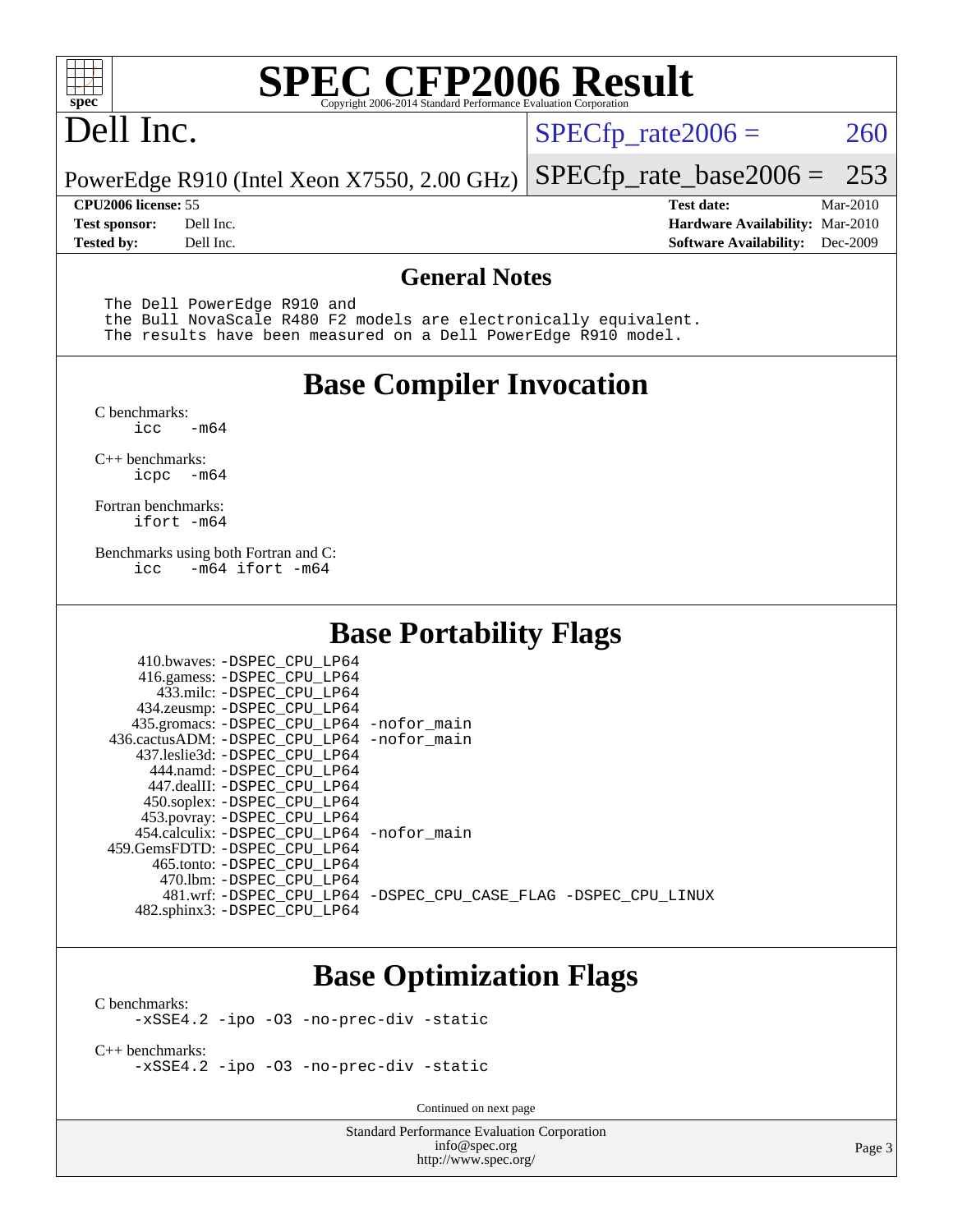# SPEC CFP2006 Result

Copyright 2006-2014 Standard Performance Evaluation Corporation

## Dell Inc.

PowerEdge R910 (Intel Xeon X7550, 2.00 GHz)

SPECfp_rate2006 = 260

SPECfp_rate_base2006 = 253

| | | | |
|---|---|---|---|
| **CPU2006 license:** | 55 | **Test date:** | Mar-2010 |
| **Test sponsor:** | Dell Inc. | **Hardware Availability:** | Mar-2010 |
| **Tested by:** | Dell Inc. | **Software Availability:** | Dec-2009 |

## General Notes

```
The Dell PowerEdge R910 and
the Bull NovaScale R480 F2 models are electronically equivalent.
The results have been measured on a Dell PowerEdge R910 model.
```

## Base Compiler Invocation

C benchmarks:
```
icc   -m64
```

C++ benchmarks:
```
icpc  -m64
```

Fortran benchmarks:
```
ifort -m64
```

Benchmarks using both Fortran and C:
```
icc   -m64 ifort -m64
```

## Base Portability Flags

| Benchmark | Flags |
|---|---|
| 410.bwaves: | -DSPEC_CPU_LP64 |
| 416.gamess: | -DSPEC_CPU_LP64 |
| 433.milc: | -DSPEC_CPU_LP64 |
| 434.zeusmp: | -DSPEC_CPU_LP64 |
| 435.gromacs: | -DSPEC_CPU_LP64 -nofor_main |
| 436.cactusADM: | -DSPEC_CPU_LP64 -nofor_main |
| 437.leslie3d: | -DSPEC_CPU_LP64 |
| 444.namd: | -DSPEC_CPU_LP64 |
| 447.dealII: | -DSPEC_CPU_LP64 |
| 450.soplex: | -DSPEC_CPU_LP64 |
| 453.povray: | -DSPEC_CPU_LP64 |
| 454.calculix: | -DSPEC_CPU_LP64 -nofor_main |
| 459.GemsFDTD: | -DSPEC_CPU_LP64 |
| 465.tonto: | -DSPEC_CPU_LP64 |
| 470.lbm: | -DSPEC_CPU_LP64 |
| 481.wrf: | -DSPEC_CPU_LP64 -DSPEC_CPU_CASE_FLAG -DSPEC_CPU_LINUX |
| 482.sphinx3: | -DSPEC_CPU_LP64 |

## Base Optimization Flags

C benchmarks:
```
-xSSE4.2 -ipo -O3 -no-prec-div -static
```

C++ benchmarks:
```
-xSSE4.2 -ipo -O3 -no-prec-div -static
```

Continued on next page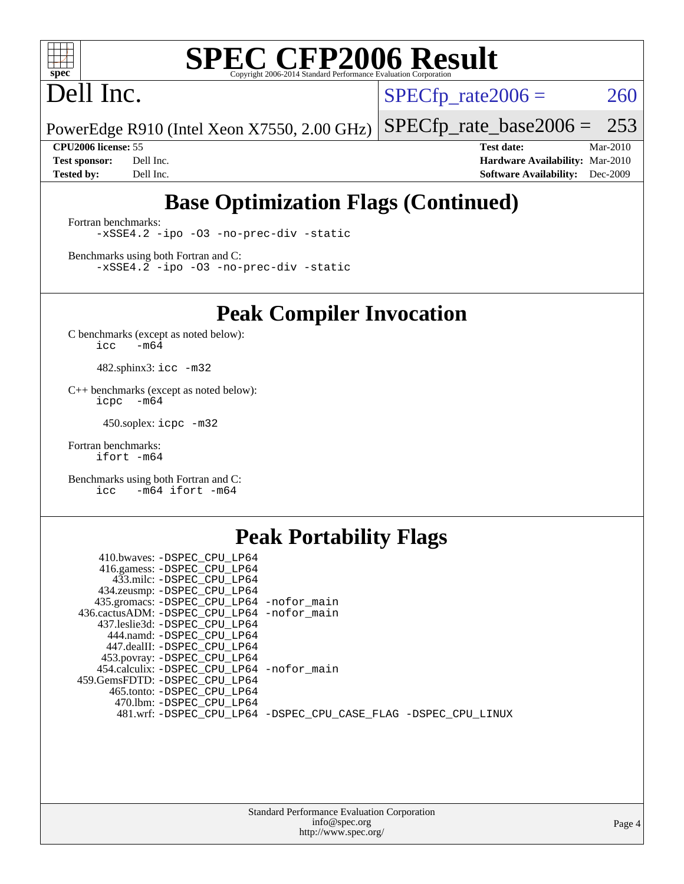# SPEC CFP2006 Result

Copyright 2006-2014 Standard Performance Evaluation Corporation

## Dell Inc.

PowerEdge R910 (Intel Xeon X7550, 2.00 GHz)

SPECfp_rate2006 = 260

SPECfp_rate_base2006 = 253

**CPU2006 license:** 55
**Test sponsor:** Dell Inc.
**Tested by:** Dell Inc.

**Test date:** Mar-2010
**Hardware Availability:** Mar-2010
**Software Availability:** Dec-2009

## Base Optimization Flags (Continued)

Fortran benchmarks:

```
-xSSE4.2 -ipo -O3 -no-prec-div -static
```

Benchmarks using both Fortran and C:

```
-xSSE4.2 -ipo -O3 -no-prec-div -static
```

## Peak Compiler Invocation

C benchmarks (except as noted below):

```
icc   -m64
```

482.sphinx3: `icc -m32`

C++ benchmarks (except as noted below):

```
icpc  -m64
```

450.soplex: `icpc -m32`

Fortran benchmarks:

```
ifort -m64
```

Benchmarks using both Fortran and C:

```
icc   -m64 ifort -m64
```

## Peak Portability Flags

```
   410.bwaves: -DSPEC_CPU_LP64
   416.gamess: -DSPEC_CPU_LP64
     433.milc: -DSPEC_CPU_LP64
   434.zeusmp: -DSPEC_CPU_LP64
  435.gromacs: -DSPEC_CPU_LP64 -nofor_main
 436.cactusADM: -DSPEC_CPU_LP64 -nofor_main
  437.leslie3d: -DSPEC_CPU_LP64
     444.namd: -DSPEC_CPU_LP64
    447.dealII: -DSPEC_CPU_LP64
   453.povray: -DSPEC_CPU_LP64
  454.calculix: -DSPEC_CPU_LP64 -nofor_main
 459.GemsFDTD: -DSPEC_CPU_LP64
    465.tonto: -DSPEC_CPU_LP64
      470.lbm: -DSPEC_CPU_LP64
      481.wrf: -DSPEC_CPU_LP64 -DSPEC_CPU_CASE_FLAG -DSPEC_CPU_LINUX
```

Standard Performance Evaluation Corporation
info@spec.org
http://www.spec.org/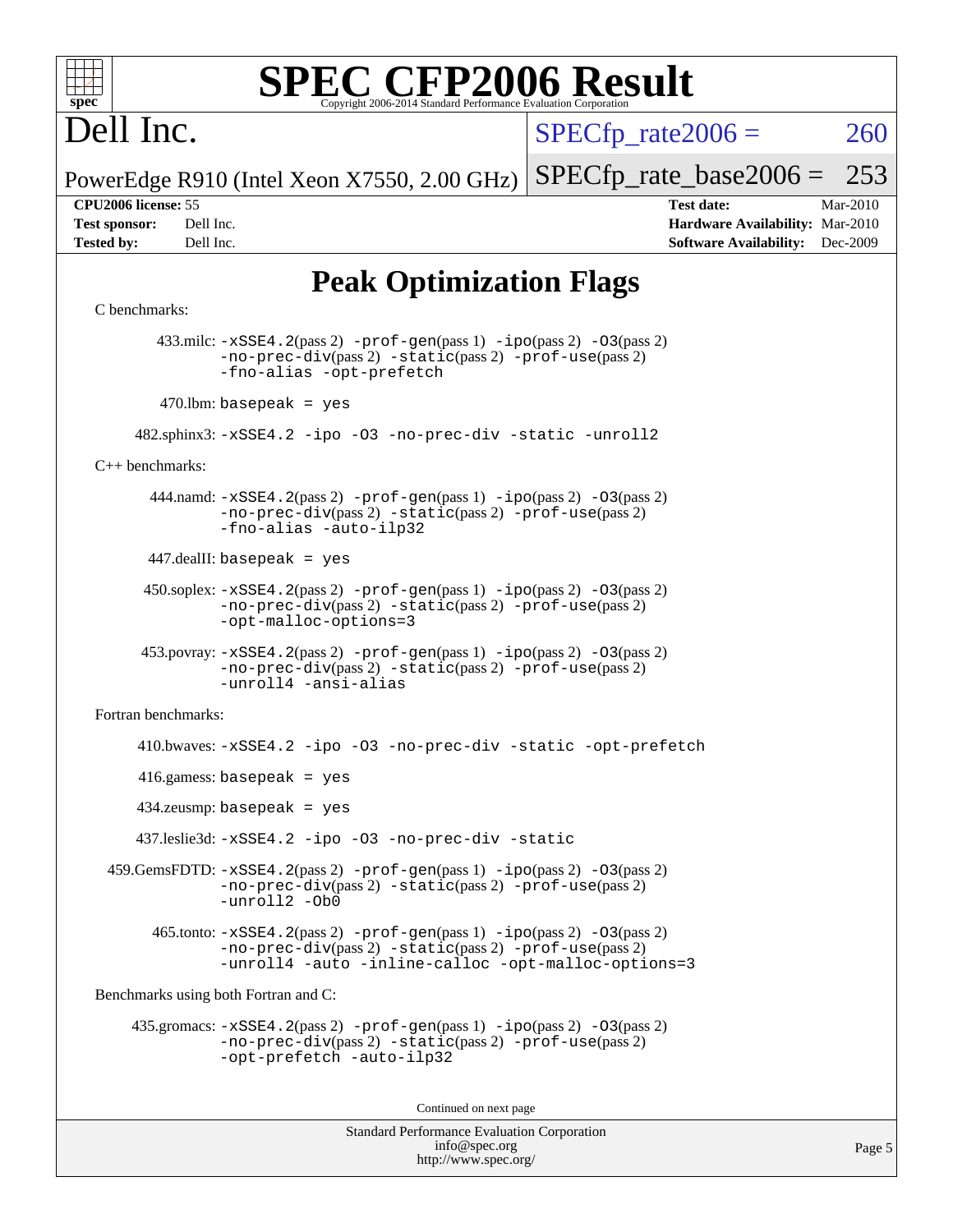# Dell Inc.

PowerEdge R910 (Intel Xeon X7550, 2.00 GHz)

SPECfp_rate2006 = 260

SPECfp_rate_base2006 = 253

| | | | |
|---|---|---|---|
| **CPU2006 license:** 55 | | **Test date:** | Mar-2010 |
| **Test sponsor:** | Dell Inc. | **Hardware Availability:** | Mar-2010 |
| **Tested by:** | Dell Inc. | **Software Availability:** | Dec-2009 |

## Peak Optimization Flags

C benchmarks:

433.milc: -xSSE4.2(pass 2) -prof-gen(pass 1) -ipo(pass 2) -O3(pass 2) -no-prec-div(pass 2) -static(pass 2) -prof-use(pass 2) -fno-alias -opt-prefetch

470.lbm: basepeak = yes

482.sphinx3: -xSSE4.2 -ipo -O3 -no-prec-div -static -unroll2

C++ benchmarks:

444.namd: -xSSE4.2(pass 2) -prof-gen(pass 1) -ipo(pass 2) -O3(pass 2) -no-prec-div(pass 2) -static(pass 2) -prof-use(pass 2) -fno-alias -auto-ilp32

447.dealII: basepeak = yes

450.soplex: -xSSE4.2(pass 2) -prof-gen(pass 1) -ipo(pass 2) -O3(pass 2) -no-prec-div(pass 2) -static(pass 2) -prof-use(pass 2) -opt-malloc-options=3

453.povray: -xSSE4.2(pass 2) -prof-gen(pass 1) -ipo(pass 2) -O3(pass 2) -no-prec-div(pass 2) -static(pass 2) -prof-use(pass 2) -unroll4 -ansi-alias

Fortran benchmarks:

410.bwaves: -xSSE4.2 -ipo -O3 -no-prec-div -static -opt-prefetch

416.gamess: basepeak = yes

434.zeusmp: basepeak = yes

437.leslie3d: -xSSE4.2 -ipo -O3 -no-prec-div -static

459.GemsFDTD: -xSSE4.2(pass 2) -prof-gen(pass 1) -ipo(pass 2) -O3(pass 2) -no-prec-div(pass 2) -static(pass 2) -prof-use(pass 2) -unroll2 -Ob0

465.tonto: -xSSE4.2(pass 2) -prof-gen(pass 1) -ipo(pass 2) -O3(pass 2) -no-prec-div(pass 2) -static(pass 2) -prof-use(pass 2) -unroll4 -auto -inline-calloc -opt-malloc-options=3

Benchmarks using both Fortran and C:

435.gromacs: -xSSE4.2(pass 2) -prof-gen(pass 1) -ipo(pass 2) -O3(pass 2) -no-prec-div(pass 2) -static(pass 2) -prof-use(pass 2) -opt-prefetch -auto-ilp32

Continued on next page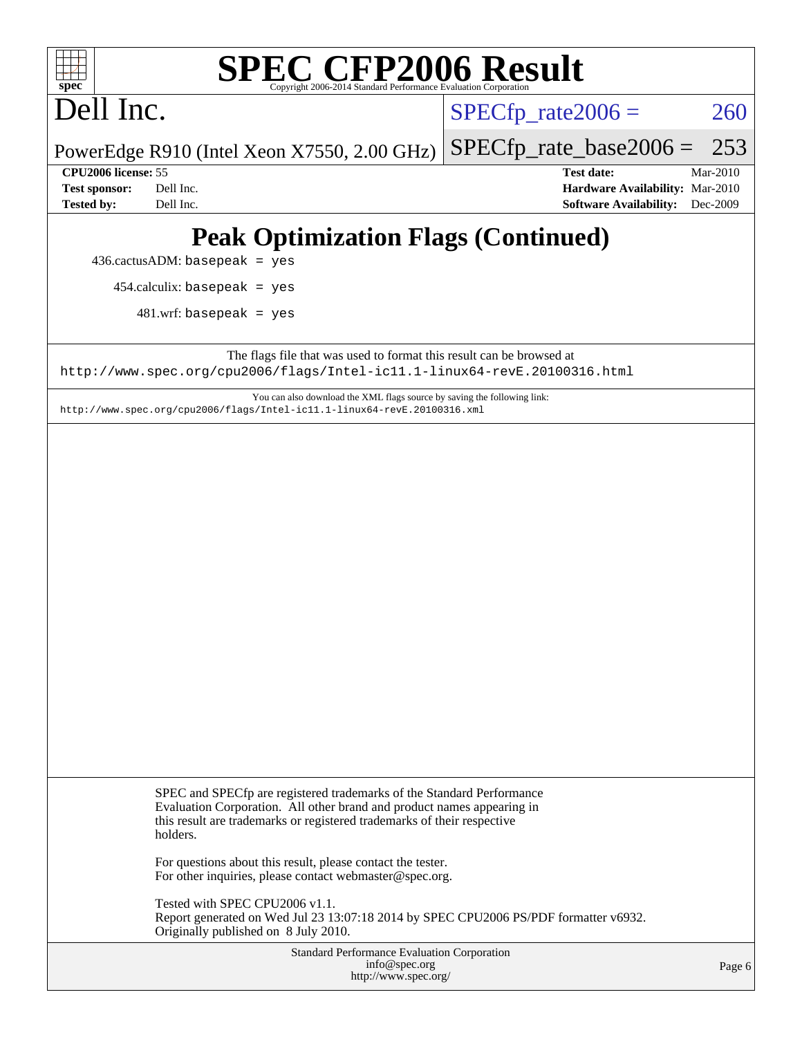# SPEC CFP2006 Result

Copyright 2006-2014 Standard Performance Evaluation Corporation

Dell Inc.

PowerEdge R910 (Intel Xeon X7550, 2.00 GHz)

SPECfp_rate2006 = 260

SPECfp_rate_base2006 = 253

**CPU2006 license:** 55
**Test sponsor:** Dell Inc.
**Tested by:** Dell Inc.

**Test date:** Mar-2010
**Hardware Availability:** Mar-2010
**Software Availability:** Dec-2009

## Peak Optimization Flags (Continued)

436.cactusADM: basepeak = yes

454.calculix: basepeak = yes

481.wrf: basepeak = yes

The flags file that was used to format this result can be browsed at
http://www.spec.org/cpu2006/flags/Intel-ic11.1-linux64-revE.20100316.html

You can also download the XML flags source by saving the following link:
http://www.spec.org/cpu2006/flags/Intel-ic11.1-linux64-revE.20100316.xml

SPEC and SPECfp are registered trademarks of the Standard Performance Evaluation Corporation. All other brand and product names appearing in this result are trademarks or registered trademarks of their respective holders.

For questions about this result, please contact the tester.
For other inquiries, please contact webmaster@spec.org.

Tested with SPEC CPU2006 v1.1.
Report generated on Wed Jul 23 13:07:18 2014 by SPEC CPU2006 PS/PDF formatter v6932.
Originally published on 8 July 2010.

Standard Performance Evaluation Corporation
info@spec.org
http://www.spec.org/